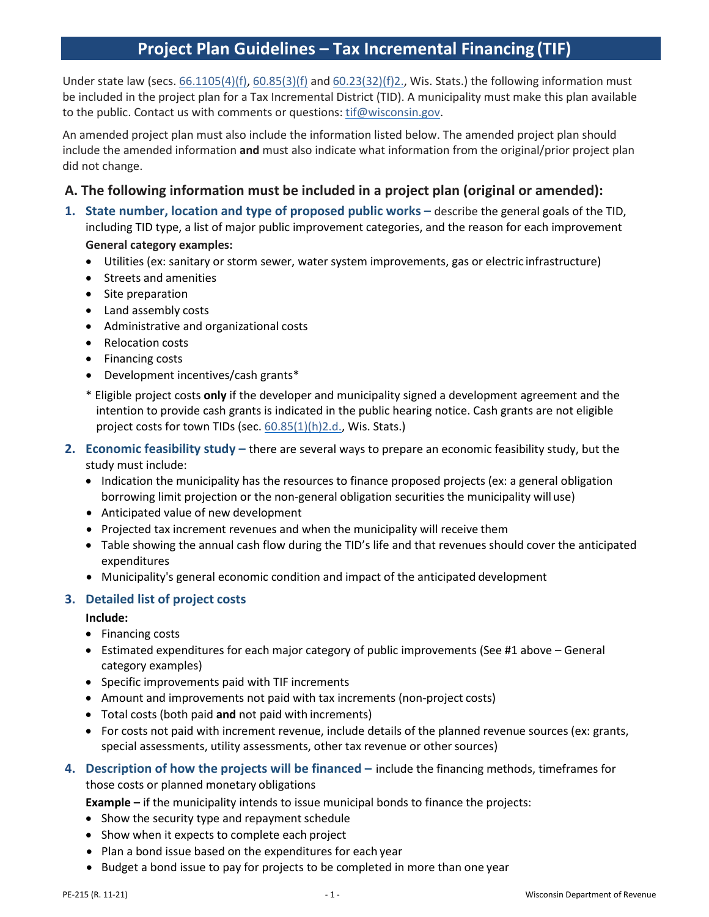# Project Plan Guidelines – Tax Incremental Financing (TIF)

Under state law (secs. 66.1105(4)(f), 60.85(3)(f) and 60.23(32)(f)2., Wis. Stats.) the following information must be included in the project plan for a Tax Incremental District (TID). A municipality must make this plan available to the public. Contact us with comments or questions: tif@wisconsin.gov.

An amended project plan must also include the information listed below. The amended project plan should include the amended information **and** must also indicate what information from the original/prior project plan did not change.

## A. The following information must be included in a project plan (original or amended):

1. **State number, location and type of proposed public works –** describe the general goals of the TID, including TID type, a list of major public improvement categories, and the reason for each improvement

   **General category examples:**
   - Utilities (ex: sanitary or storm sewer, water system improvements, gas or electric infrastructure)
   - Streets and amenities
   - Site preparation
   - Land assembly costs
   - Administrative and organizational costs
   - Relocation costs
   - Financing costs
   - Development incentives/cash grants*

   \* Eligible project costs **only** if the developer and municipality signed a development agreement and the intention to provide cash grants is indicated in the public hearing notice. Cash grants are not eligible project costs for town TIDs (sec. 60.85(1)(h)2.d., Wis. Stats.)

2. **Economic feasibility study –** there are several ways to prepare an economic feasibility study, but the study must include:
   - Indication the municipality has the resources to finance proposed projects (ex: a general obligation borrowing limit projection or the non-general obligation securities the municipality will use)
   - Anticipated value of new development
   - Projected tax increment revenues and when the municipality will receive them
   - Table showing the annual cash flow during the TID's life and that revenues should cover the anticipated expenditures
   - Municipality's general economic condition and impact of the anticipated development

3. **Detailed list of project costs**

   **Include:**
   - Financing costs
   - Estimated expenditures for each major category of public improvements (See #1 above – General category examples)
   - Specific improvements paid with TIF increments
   - Amount and improvements not paid with tax increments (non-project costs)
   - Total costs (both paid **and** not paid with increments)
   - For costs not paid with increment revenue, include details of the planned revenue sources (ex: grants, special assessments, utility assessments, other tax revenue or other sources)

4. **Description of how the projects will be financed –** include the financing methods, timeframes for those costs or planned monetary obligations

   **Example –** if the municipality intends to issue municipal bonds to finance the projects:
   - Show the security type and repayment schedule
   - Show when it expects to complete each project
   - Plan a bond issue based on the expenditures for each year
   - Budget a bond issue to pay for projects to be completed in more than one year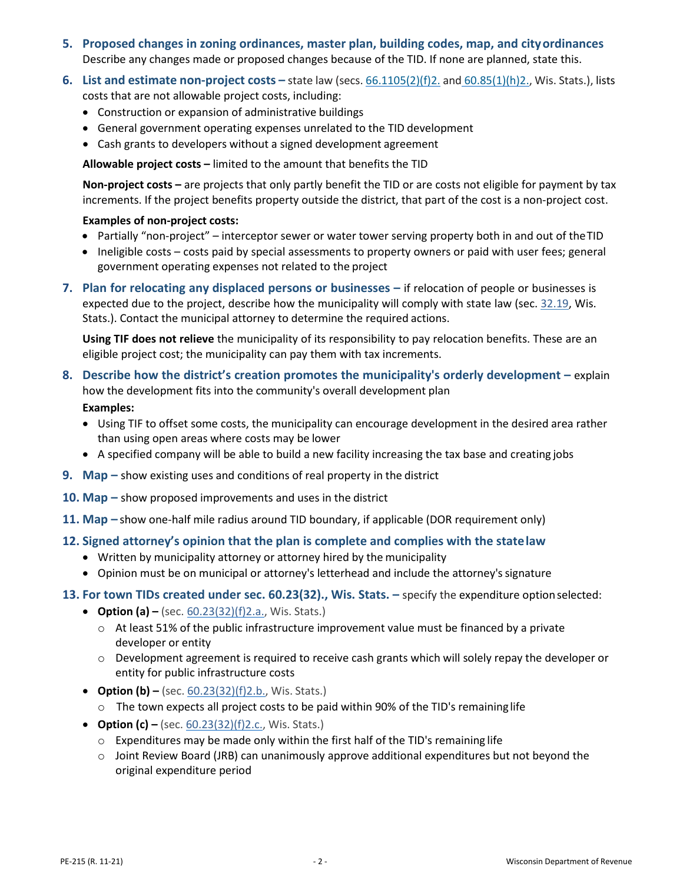5. **Proposed changes in zoning ordinances, master plan, building codes, map, and city ordinances**
   Describe any changes made or proposed changes because of the TID. If none are planned, state this.

6. **List and estimate non-project costs –** state law (secs. 66.1105(2)(f)2. and 60.85(1)(h)2., Wis. Stats.), lists costs that are not allowable project costs, including:
   - Construction or expansion of administrative buildings
   - General government operating expenses unrelated to the TID development
   - Cash grants to developers without a signed development agreement

   **Allowable project costs –** limited to the amount that benefits the TID

   **Non-project costs –** are projects that only partly benefit the TID or are costs not eligible for payment by tax increments. If the project benefits property outside the district, that part of the cost is a non-project cost.

   **Examples of non-project costs:**
   - Partially "non-project" – interceptor sewer or water tower serving property both in and out of the TID
   - Ineligible costs – costs paid by special assessments to property owners or paid with user fees; general government operating expenses not related to the project

7. **Plan for relocating any displaced persons or businesses –** if relocation of people or businesses is expected due to the project, describe how the municipality will comply with state law (sec. 32.19, Wis. Stats.). Contact the municipal attorney to determine the required actions.

   **Using TIF does not relieve** the municipality of its responsibility to pay relocation benefits. These are an eligible project cost; the municipality can pay them with tax increments.

8. **Describe how the district's creation promotes the municipality's orderly development –** explain how the development fits into the community's overall development plan

   **Examples:**
   - Using TIF to offset some costs, the municipality can encourage development in the desired area rather than using open areas where costs may be lower
   - A specified company will be able to build a new facility increasing the tax base and creating jobs

9. **Map –** show existing uses and conditions of real property in the district

10. **Map –** show proposed improvements and uses in the district

11. **Map –** show one-half mile radius around TID boundary, if applicable (DOR requirement only)

12. **Signed attorney's opinion that the plan is complete and complies with the state law**
    - Written by municipality attorney or attorney hired by the municipality
    - Opinion must be on municipal or attorney's letterhead and include the attorney's signature

13. **For town TIDs created under sec. 60.23(32)., Wis. Stats. –** specify the expenditure option selected:
    - **Option (a) –** (sec. 60.23(32)(f)2.a., Wis. Stats.)
      - At least 51% of the public infrastructure improvement value must be financed by a private developer or entity
      - Development agreement is required to receive cash grants which will solely repay the developer or entity for public infrastructure costs
    - **Option (b) –** (sec. 60.23(32)(f)2.b., Wis. Stats.)
      - The town expects all project costs to be paid within 90% of the TID's remaining life
    - **Option (c) –** (sec. 60.23(32)(f)2.c., Wis. Stats.)
      - Expenditures may be made only within the first half of the TID's remaining life
      - Joint Review Board (JRB) can unanimously approve additional expenditures but not beyond the original expenditure period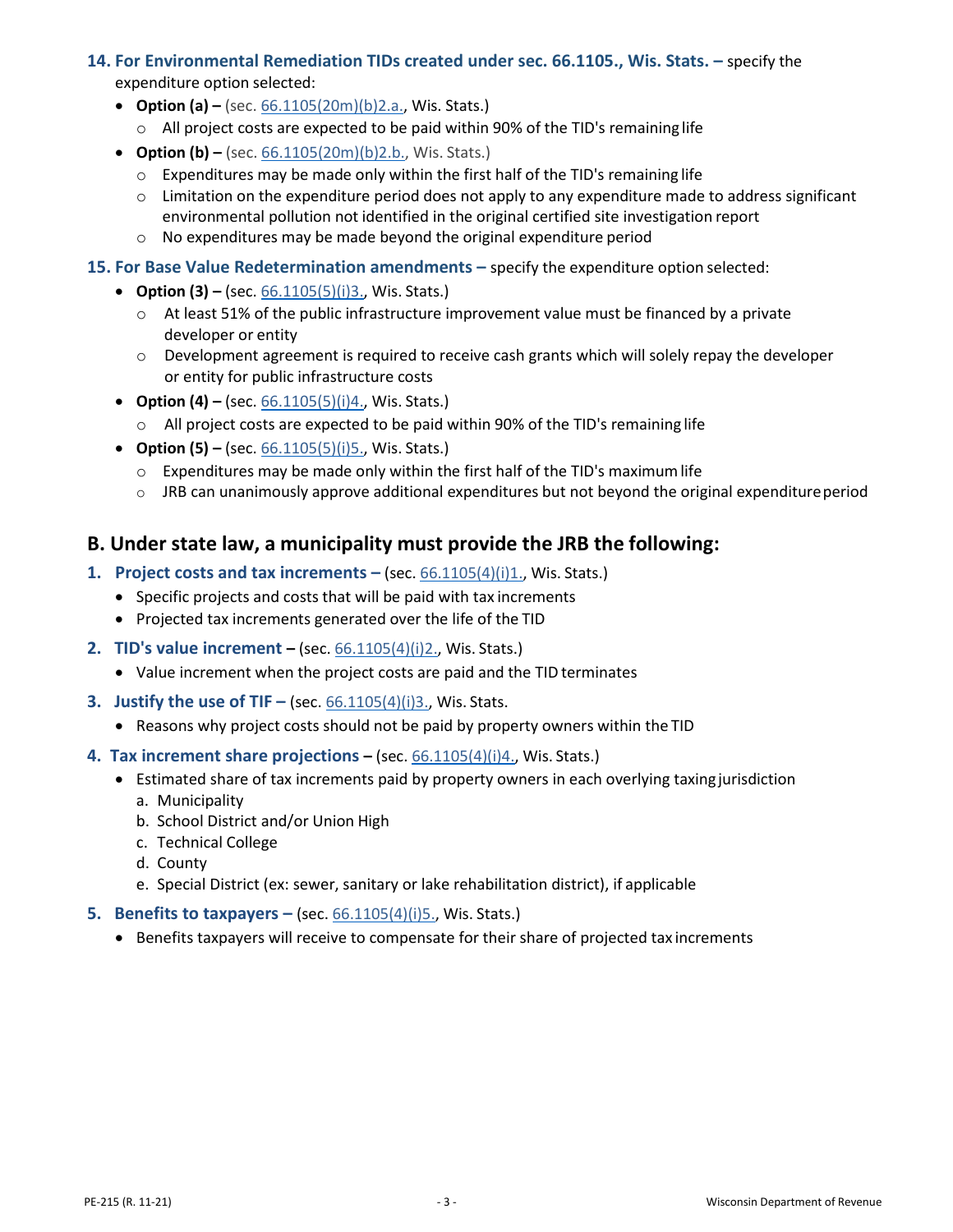**14. For Environmental Remediation TIDs created under sec. 66.1105., Wis. Stats. –** specify the expenditure option selected:

- **Option (a) –** (sec. 66.1105(20m)(b)2.a., Wis. Stats.)
  - All project costs are expected to be paid within 90% of the TID's remaining life
- **Option (b) –** (sec. 66.1105(20m)(b)2.b., Wis. Stats.)
  - Expenditures may be made only within the first half of the TID's remaining life
  - Limitation on the expenditure period does not apply to any expenditure made to address significant environmental pollution not identified in the original certified site investigation report
  - No expenditures may be made beyond the original expenditure period

**15. For Base Value Redetermination amendments –** specify the expenditure option selected:

- **Option (3) –** (sec. 66.1105(5)(i)3., Wis. Stats.)
  - At least 51% of the public infrastructure improvement value must be financed by a private developer or entity
  - Development agreement is required to receive cash grants which will solely repay the developer or entity for public infrastructure costs
- **Option (4) –** (sec. 66.1105(5)(i)4., Wis. Stats.)
  - All project costs are expected to be paid within 90% of the TID's remaining life
- **Option (5) –** (sec. 66.1105(5)(i)5., Wis. Stats.)
  - Expenditures may be made only within the first half of the TID's maximum life
  - JRB can unanimously approve additional expenditures but not beyond the original expenditure period

## B. Under state law, a municipality must provide the JRB the following:

1. **Project costs and tax increments –** (sec. 66.1105(4)(i)1., Wis. Stats.)
   - Specific projects and costs that will be paid with tax increments
   - Projected tax increments generated over the life of the TID
2. **TID's value increment –** (sec. 66.1105(4)(i)2., Wis. Stats.)
   - Value increment when the project costs are paid and the TID terminates
3. **Justify the use of TIF –** (sec. 66.1105(4)(i)3., Wis. Stats.
   - Reasons why project costs should not be paid by property owners within the TID
4. **Tax increment share projections –** (sec. 66.1105(4)(i)4., Wis. Stats.)
   - Estimated share of tax increments paid by property owners in each overlying taxing jurisdiction
     a. Municipality
     b. School District and/or Union High
     c. Technical College
     d. County
     e. Special District (ex: sewer, sanitary or lake rehabilitation district), if applicable
5. **Benefits to taxpayers –** (sec. 66.1105(4)(i)5., Wis. Stats.)
   - Benefits taxpayers will receive to compensate for their share of projected tax increments